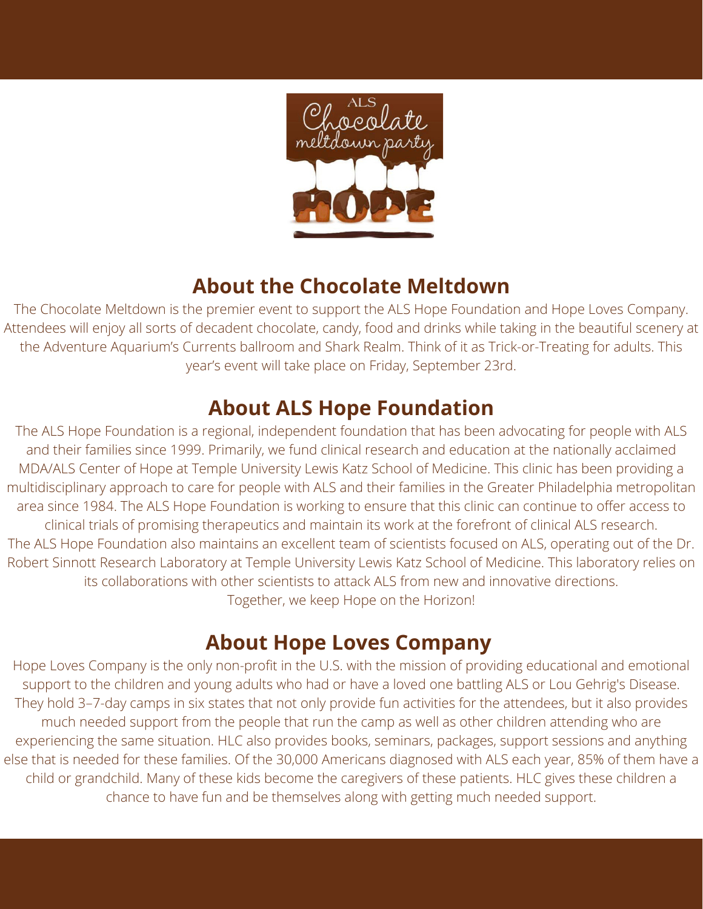## About the Chocolate Meltdown

The Chocolate Meltdown is the premier event to support the ALS Hope Foundation and Hope Loves Company. Attendees will enjoy all sorts of decadent chocolate, candy, food and drinks while taking in the beautiful scenery at the Adventure Aquarium's Currents ballroom and Shark Realm. Think of it as Trick-or-Treating for adults. This year's event will take place on Friday, September 23rd.

## About ALS Hope Foundation

The ALS Hope Foundation is a regional, independent foundation that has been advocating for people with ALS and their families since 1999. Primarily, we fund clinical research and education at the nationally acclaimed MDA/ALS Center of Hope at Temple University Lewis Katz School of Medicine. This clinic has been providing a multidisciplinary approach to care for people with ALS and their families in the Greater Philadelphia metropolitan area since 1984. The ALS Hope Foundation is working to ensure that this clinic can continue to offer access to clinical trials of promising therapeutics and maintain its work at the forefront of clinical ALS research.
The ALS Hope Foundation also maintains an excellent team of scientists focused on ALS, operating out of the Dr. Robert Sinnott Research Laboratory at Temple University Lewis Katz School of Medicine. This laboratory relies on its collaborations with other scientists to attack ALS from new and innovative directions.
Together, we keep Hope on the Horizon!

## About Hope Loves Company

Hope Loves Company is the only non-profit in the U.S. with the mission of providing educational and emotional support to the children and young adults who had or have a loved one battling ALS or Lou Gehrig's Disease. They hold 3–7-day camps in six states that not only provide fun activities for the attendees, but it also provides much needed support from the people that run the camp as well as other children attending who are experiencing the same situation. HLC also provides books, seminars, packages, support sessions and anything else that is needed for these families. Of the 30,000 Americans diagnosed with ALS each year, 85% of them have a child or grandchild. Many of these kids become the caregivers of these patients. HLC gives these children a chance to have fun and be themselves along with getting much needed support.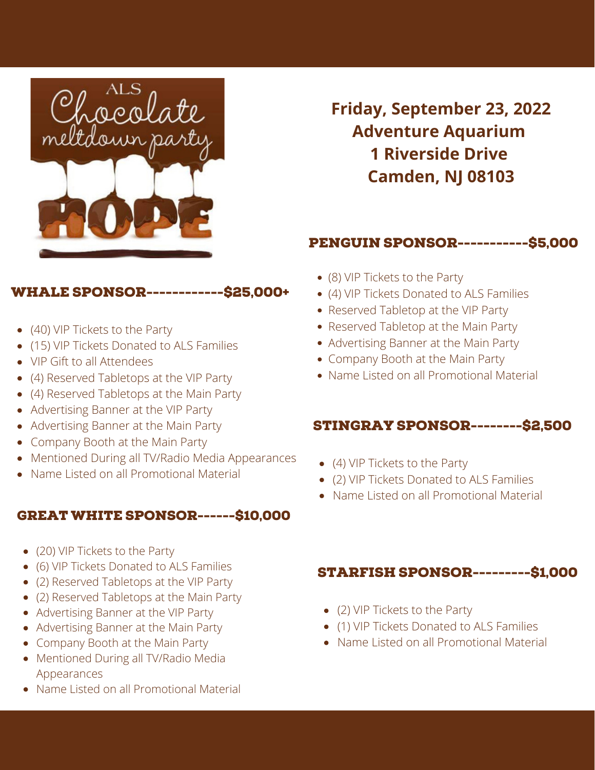ALS Chocolate meltdown party HOPE

**Friday, September 23, 2022**
**Adventure Aquarium**
**1 Riverside Drive**
**Camden, NJ 08103**

## WHALE SPONSOR------------$25,000+

- (40) VIP Tickets to the Party
- (15) VIP Tickets Donated to ALS Families
- VIP Gift to all Attendees
- (4) Reserved Tabletops at the VIP Party
- (4) Reserved Tabletops at the Main Party
- Advertising Banner at the VIP Party
- Advertising Banner at the Main Party
- Company Booth at the Main Party
- Mentioned During all TV/Radio Media Appearances
- Name Listed on all Promotional Material

## GREAT WHITE SPONSOR------$10,000

- (20) VIP Tickets to the Party
- (6) VIP Tickets Donated to ALS Families
- (2) Reserved Tabletops at the VIP Party
- (2) Reserved Tabletops at the Main Party
- Advertising Banner at the VIP Party
- Advertising Banner at the Main Party
- Company Booth at the Main Party
- Mentioned During all TV/Radio Media Appearances
- Name Listed on all Promotional Material

## PENGUIN SPONSOR-----------$5,000

- (8) VIP Tickets to the Party
- (4) VIP Tickets Donated to ALS Families
- Reserved Tabletop at the VIP Party
- Reserved Tabletop at the Main Party
- Advertising Banner at the Main Party
- Company Booth at the Main Party
- Name Listed on all Promotional Material

## STINGRAY SPONSOR--------$2,500

- (4) VIP Tickets to the Party
- (2) VIP Tickets Donated to ALS Families
- Name Listed on all Promotional Material

## STARFISH SPONSOR---------$1,000

- (2) VIP Tickets to the Party
- (1) VIP Tickets Donated to ALS Families
- Name Listed on all Promotional Material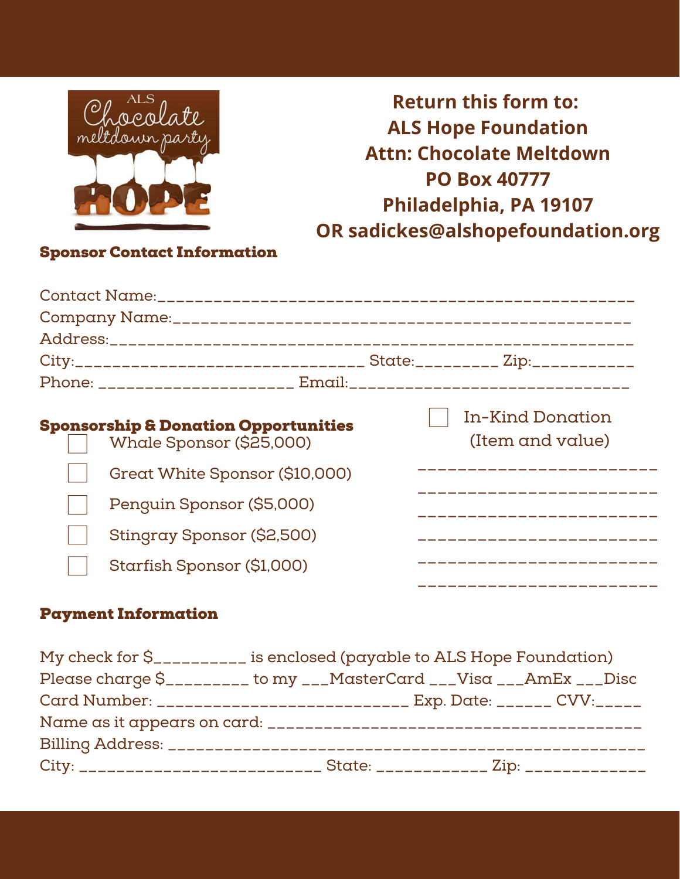ALS Chocolate meltdown party HOPE

**Return this form to:**
**ALS Hope Foundation**
**Attn: Chocolate Meltdown**
**PO Box 40777**
**Philadelphia, PA 19107**
**OR sadickes@alshopefoundation.org**

## Sponsor Contact Information

Contact Name:___________________________________________________

Company Name:_________________________________________________

Address:_________________________________________________________

City:______________________________ State:_________ Zip:___________

Phone: ____________________ Email:_____________________________

## Sponsorship & Donation Opportunities

- [ ] Whale Sponsor ($25,000)
- [ ] Great White Sponsor ($10,000)
- [ ] Penguin Sponsor ($5,000)
- [ ] Stingray Sponsor ($2,500)
- [ ] Starfish Sponsor ($1,000)

- [ ] In-Kind Donation (Item and value)

________________________

________________________

________________________

________________________

________________________

________________________

## Payment Information

My check for $__________ is enclosed (payable to ALS Hope Foundation)

Please charge $_________ to my ___MasterCard ___Visa ___AmEx ___Disc

Card Number: __________________________ Exp. Date: ______ CVV:_____

Name as it appears on card: _______________________________________

Billing Address: _________________________________________________

City: _________________________ State: ____________ Zip: _____________